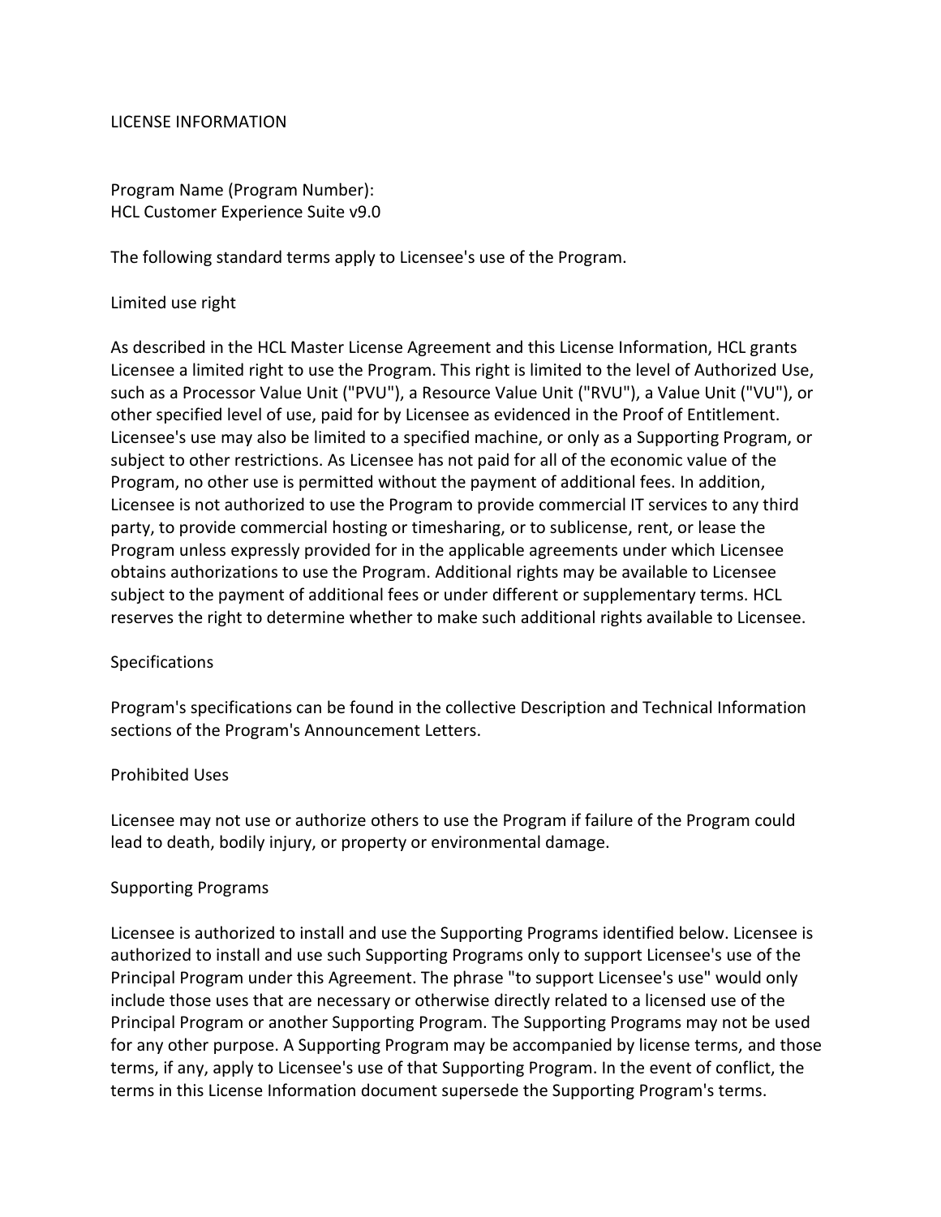# LICENSE INFORMATION

Program Name (Program Number):
HCL Customer Experience Suite v9.0

The following standard terms apply to Licensee's use of the Program.

## Limited use right

As described in the HCL Master License Agreement and this License Information, HCL grants Licensee a limited right to use the Program. This right is limited to the level of Authorized Use, such as a Processor Value Unit ("PVU"), a Resource Value Unit ("RVU"), a Value Unit ("VU"), or other specified level of use, paid for by Licensee as evidenced in the Proof of Entitlement. Licensee's use may also be limited to a specified machine, or only as a Supporting Program, or subject to other restrictions. As Licensee has not paid for all of the economic value of the Program, no other use is permitted without the payment of additional fees. In addition, Licensee is not authorized to use the Program to provide commercial IT services to any third party, to provide commercial hosting or timesharing, or to sublicense, rent, or lease the Program unless expressly provided for in the applicable agreements under which Licensee obtains authorizations to use the Program. Additional rights may be available to Licensee subject to the payment of additional fees or under different or supplementary terms. HCL reserves the right to determine whether to make such additional rights available to Licensee.

## Specifications

Program's specifications can be found in the collective Description and Technical Information sections of the Program's Announcement Letters.

## Prohibited Uses

Licensee may not use or authorize others to use the Program if failure of the Program could lead to death, bodily injury, or property or environmental damage.

## Supporting Programs

Licensee is authorized to install and use the Supporting Programs identified below. Licensee is authorized to install and use such Supporting Programs only to support Licensee's use of the Principal Program under this Agreement. The phrase "to support Licensee's use" would only include those uses that are necessary or otherwise directly related to a licensed use of the Principal Program or another Supporting Program. The Supporting Programs may not be used for any other purpose. A Supporting Program may be accompanied by license terms, and those terms, if any, apply to Licensee's use of that Supporting Program. In the event of conflict, the terms in this License Information document supersede the Supporting Program's terms.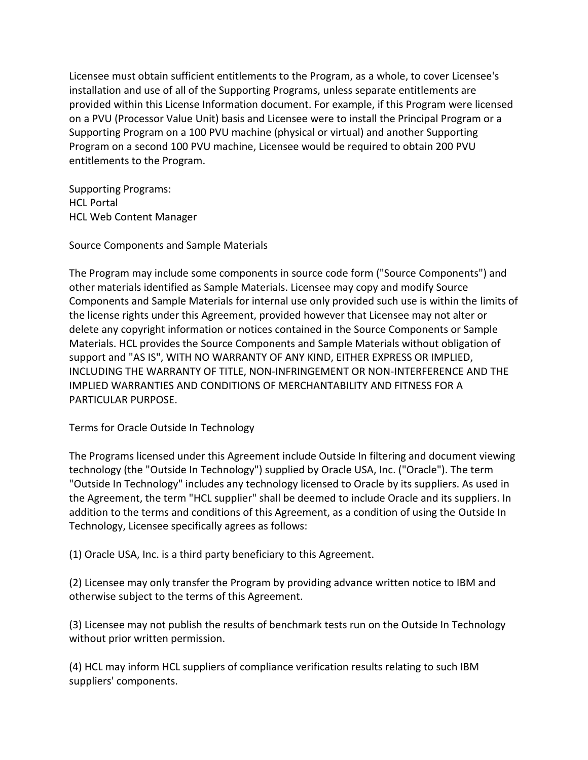Licensee must obtain sufficient entitlements to the Program, as a whole, to cover Licensee's installation and use of all of the Supporting Programs, unless separate entitlements are provided within this License Information document. For example, if this Program were licensed on a PVU (Processor Value Unit) basis and Licensee were to install the Principal Program or a Supporting Program on a 100 PVU machine (physical or virtual) and another Supporting Program on a second 100 PVU machine, Licensee would be required to obtain 200 PVU entitlements to the Program.

Supporting Programs:
HCL Portal
HCL Web Content Manager

Source Components and Sample Materials

The Program may include some components in source code form ("Source Components") and other materials identified as Sample Materials. Licensee may copy and modify Source Components and Sample Materials for internal use only provided such use is within the limits of the license rights under this Agreement, provided however that Licensee may not alter or delete any copyright information or notices contained in the Source Components or Sample Materials. HCL provides the Source Components and Sample Materials without obligation of support and "AS IS", WITH NO WARRANTY OF ANY KIND, EITHER EXPRESS OR IMPLIED, INCLUDING THE WARRANTY OF TITLE, NON-INFRINGEMENT OR NON-INTERFERENCE AND THE IMPLIED WARRANTIES AND CONDITIONS OF MERCHANTABILITY AND FITNESS FOR A PARTICULAR PURPOSE.

Terms for Oracle Outside In Technology

The Programs licensed under this Agreement include Outside In filtering and document viewing technology (the "Outside In Technology") supplied by Oracle USA, Inc. ("Oracle"). The term "Outside In Technology" includes any technology licensed to Oracle by its suppliers. As used in the Agreement, the term "HCL supplier" shall be deemed to include Oracle and its suppliers. In addition to the terms and conditions of this Agreement, as a condition of using the Outside In Technology, Licensee specifically agrees as follows:

(1) Oracle USA, Inc. is a third party beneficiary to this Agreement.

(2) Licensee may only transfer the Program by providing advance written notice to IBM and otherwise subject to the terms of this Agreement.

(3) Licensee may not publish the results of benchmark tests run on the Outside In Technology without prior written permission.

(4) HCL may inform HCL suppliers of compliance verification results relating to such IBM suppliers' components.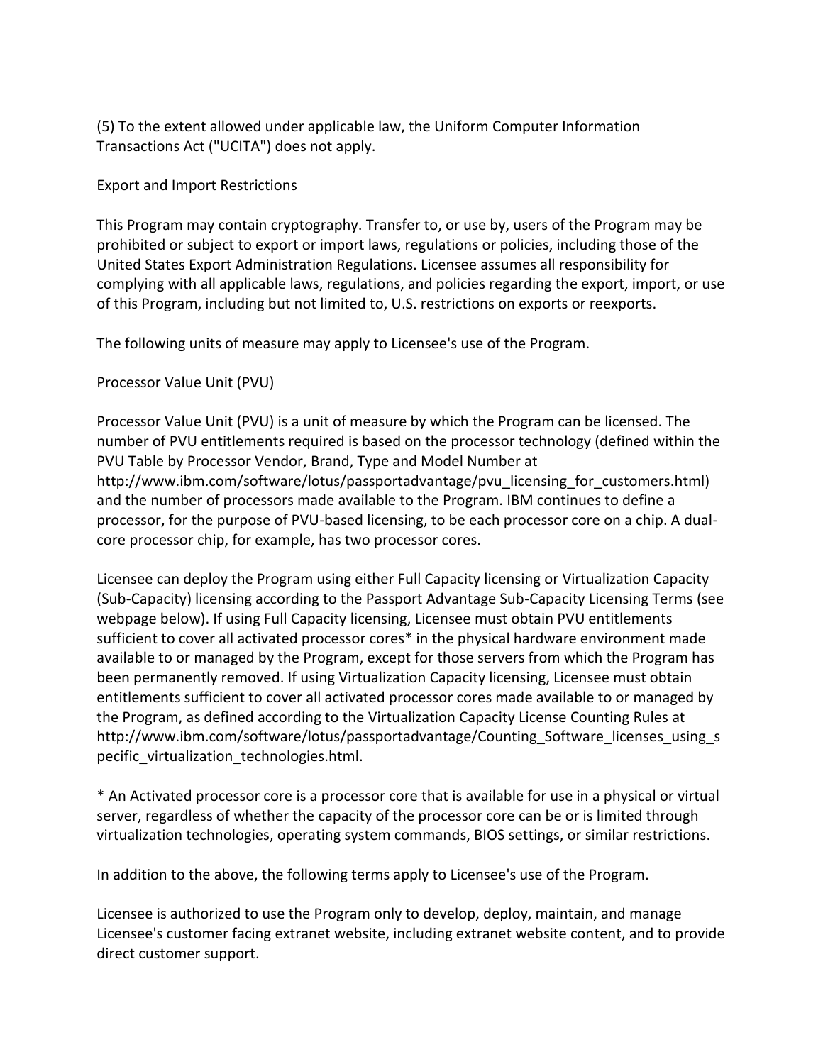(5) To the extent allowed under applicable law, the Uniform Computer Information Transactions Act ("UCITA") does not apply.

Export and Import Restrictions

This Program may contain cryptography. Transfer to, or use by, users of the Program may be prohibited or subject to export or import laws, regulations or policies, including those of the United States Export Administration Regulations. Licensee assumes all responsibility for complying with all applicable laws, regulations, and policies regarding the export, import, or use of this Program, including but not limited to, U.S. restrictions on exports or reexports.

The following units of measure may apply to Licensee's use of the Program.

Processor Value Unit (PVU)

Processor Value Unit (PVU) is a unit of measure by which the Program can be licensed. The number of PVU entitlements required is based on the processor technology (defined within the PVU Table by Processor Vendor, Brand, Type and Model Number at http://www.ibm.com/software/lotus/passportadvantage/pvu_licensing_for_customers.html) and the number of processors made available to the Program. IBM continues to define a processor, for the purpose of PVU-based licensing, to be each processor core on a chip. A dual-core processor chip, for example, has two processor cores.

Licensee can deploy the Program using either Full Capacity licensing or Virtualization Capacity (Sub-Capacity) licensing according to the Passport Advantage Sub-Capacity Licensing Terms (see webpage below). If using Full Capacity licensing, Licensee must obtain PVU entitlements sufficient to cover all activated processor cores* in the physical hardware environment made available to or managed by the Program, except for those servers from which the Program has been permanently removed. If using Virtualization Capacity licensing, Licensee must obtain entitlements sufficient to cover all activated processor cores made available to or managed by the Program, as defined according to the Virtualization Capacity License Counting Rules at http://www.ibm.com/software/lotus/passportadvantage/Counting_Software_licenses_using_specific_virtualization_technologies.html.

* An Activated processor core is a processor core that is available for use in a physical or virtual server, regardless of whether the capacity of the processor core can be or is limited through virtualization technologies, operating system commands, BIOS settings, or similar restrictions.

In addition to the above, the following terms apply to Licensee's use of the Program.

Licensee is authorized to use the Program only to develop, deploy, maintain, and manage Licensee's customer facing extranet website, including extranet website content, and to provide direct customer support.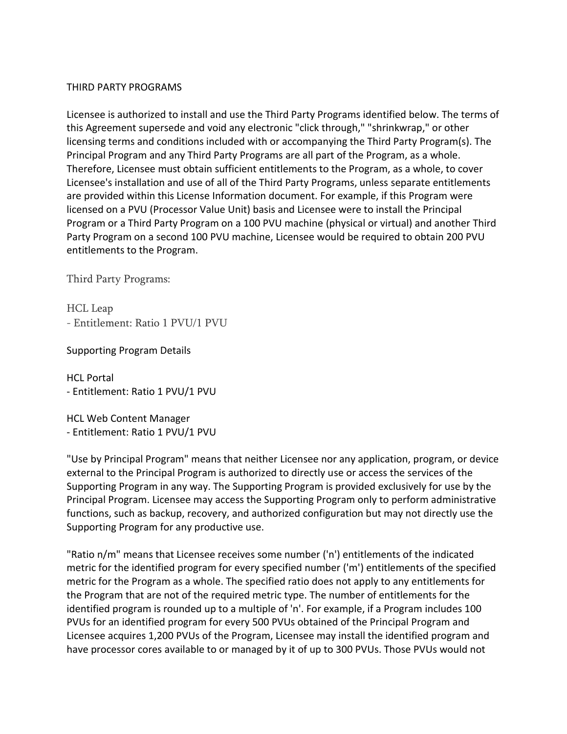THIRD PARTY PROGRAMS

Licensee is authorized to install and use the Third Party Programs identified below. The terms of this Agreement supersede and void any electronic "click through," "shrinkwrap," or other licensing terms and conditions included with or accompanying the Third Party Program(s). The Principal Program and any Third Party Programs are all part of the Program, as a whole. Therefore, Licensee must obtain sufficient entitlements to the Program, as a whole, to cover Licensee's installation and use of all of the Third Party Programs, unless separate entitlements are provided within this License Information document. For example, if this Program were licensed on a PVU (Processor Value Unit) basis and Licensee were to install the Principal Program or a Third Party Program on a 100 PVU machine (physical or virtual) and another Third Party Program on a second 100 PVU machine, Licensee would be required to obtain 200 PVU entitlements to the Program.

Third Party Programs:

HCL Leap
- Entitlement: Ratio 1 PVU/1 PVU

Supporting Program Details

HCL Portal
- Entitlement: Ratio 1 PVU/1 PVU

HCL Web Content Manager
- Entitlement: Ratio 1 PVU/1 PVU

"Use by Principal Program" means that neither Licensee nor any application, program, or device external to the Principal Program is authorized to directly use or access the services of the Supporting Program in any way. The Supporting Program is provided exclusively for use by the Principal Program. Licensee may access the Supporting Program only to perform administrative functions, such as backup, recovery, and authorized configuration but may not directly use the Supporting Program for any productive use.

"Ratio n/m" means that Licensee receives some number ('n') entitlements of the indicated metric for the identified program for every specified number ('m') entitlements of the specified metric for the Program as a whole. The specified ratio does not apply to any entitlements for the Program that are not of the required metric type. The number of entitlements for the identified program is rounded up to a multiple of 'n'. For example, if a Program includes 100 PVUs for an identified program for every 500 PVUs obtained of the Principal Program and Licensee acquires 1,200 PVUs of the Program, Licensee may install the identified program and have processor cores available to or managed by it of up to 300 PVUs. Those PVUs would not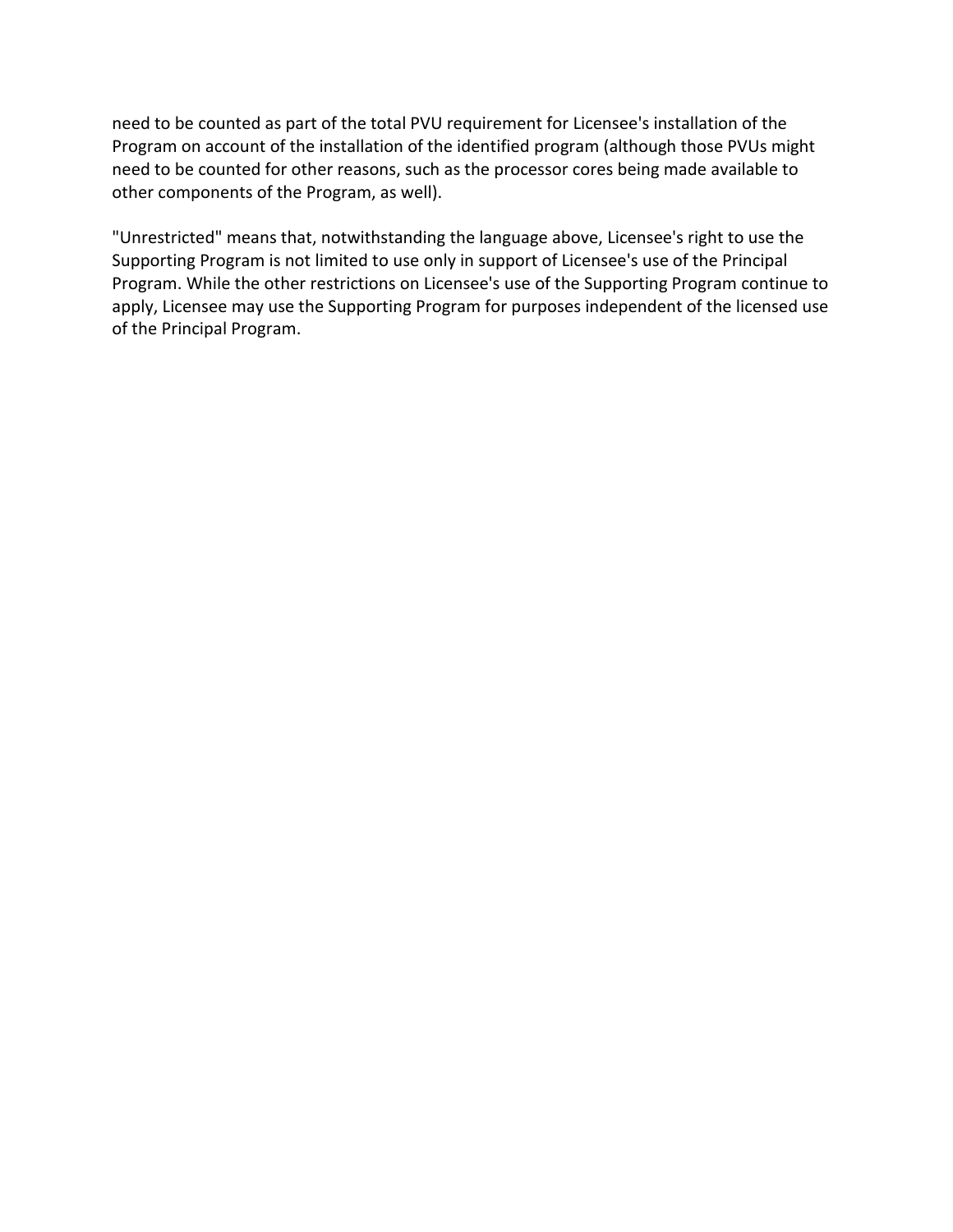need to be counted as part of the total PVU requirement for Licensee's installation of the Program on account of the installation of the identified program (although those PVUs might need to be counted for other reasons, such as the processor cores being made available to other components of the Program, as well).

"Unrestricted" means that, notwithstanding the language above, Licensee's right to use the Supporting Program is not limited to use only in support of Licensee's use of the Principal Program. While the other restrictions on Licensee's use of the Supporting Program continue to apply, Licensee may use the Supporting Program for purposes independent of the licensed use of the Principal Program.